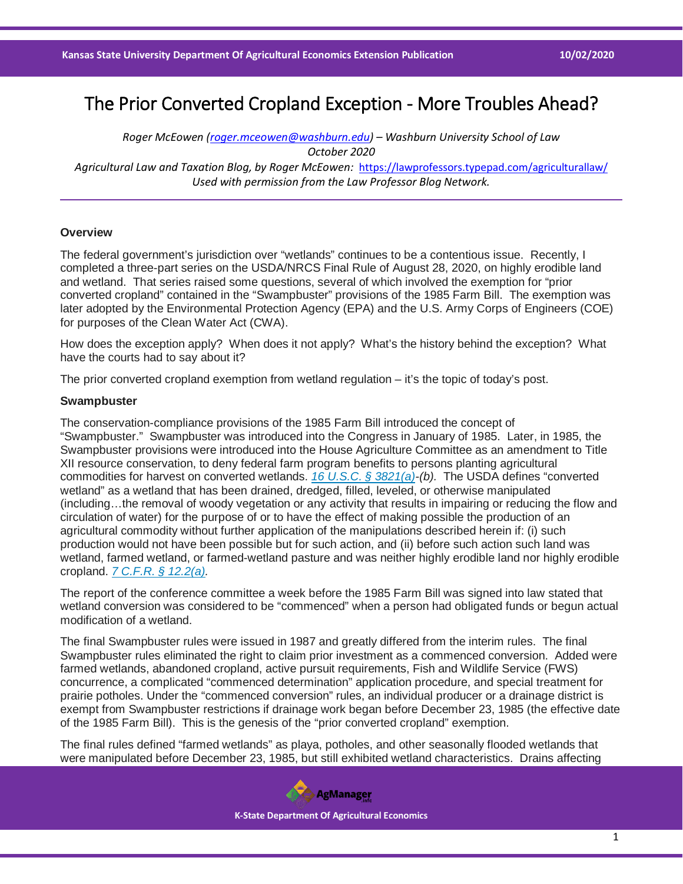# The Prior Converted Cropland Exception - More Troubles Ahead?

*Roger McEowen (roger.mceowen@washburn.edu) – Washburn University School of Law*
*October 2020*
*Agricultural Law and Taxation Blog, by Roger McEowen:* https://lawprofessors.typepad.com/agriculturallaw/
*Used with permission from the Law Professor Blog Network.*

---

**Overview**

The federal government's jurisdiction over "wetlands" continues to be a contentious issue. Recently, I completed a three-part series on the USDA/NRCS Final Rule of August 28, 2020, on highly erodible land and wetland. That series raised some questions, several of which involved the exemption for "prior converted cropland" contained in the "Swampbuster" provisions of the 1985 Farm Bill. The exemption was later adopted by the Environmental Protection Agency (EPA) and the U.S. Army Corps of Engineers (COE) for purposes of the Clean Water Act (CWA).

How does the exception apply? When does it not apply? What's the history behind the exception? What have the courts had to say about it?

The prior converted cropland exemption from wetland regulation – it's the topic of today's post.

**Swampbuster**

The conservation-compliance provisions of the 1985 Farm Bill introduced the concept of "Swampbuster." Swampbuster was introduced into the Congress in January of 1985. Later, in 1985, the Swampbuster provisions were introduced into the House Agriculture Committee as an amendment to Title XII resource conservation, to deny federal farm program benefits to persons planting agricultural commodities for harvest on converted wetlands. *16 U.S.C. § 3821(a)-(b).* The USDA defines "converted wetland" as a wetland that has been drained, dredged, filled, leveled, or otherwise manipulated (including…the removal of woody vegetation or any activity that results in impairing or reducing the flow and circulation of water) for the purpose of or to have the effect of making possible the production of an agricultural commodity without further application of the manipulations described herein if: (i) such production would not have been possible but for such action, and (ii) before such action such land was wetland, farmed wetland, or farmed-wetland pasture and was neither highly erodible land nor highly erodible cropland. *7 C.F.R. § 12.2(a).*

The report of the conference committee a week before the 1985 Farm Bill was signed into law stated that wetland conversion was considered to be "commenced" when a person had obligated funds or begun actual modification of a wetland.

The final Swampbuster rules were issued in 1987 and greatly differed from the interim rules. The final Swampbuster rules eliminated the right to claim prior investment as a commenced conversion. Added were farmed wetlands, abandoned cropland, active pursuit requirements, Fish and Wildlife Service (FWS) concurrence, a complicated "commenced determination" application procedure, and special treatment for prairie potholes. Under the "commenced conversion" rules, an individual producer or a drainage district is exempt from Swampbuster restrictions if drainage work began before December 23, 1985 (the effective date of the 1985 Farm Bill). This is the genesis of the "prior converted cropland" exemption.

The final rules defined "farmed wetlands" as playa, potholes, and other seasonally flooded wetlands that were manipulated before December 23, 1985, but still exhibited wetland characteristics. Drains affecting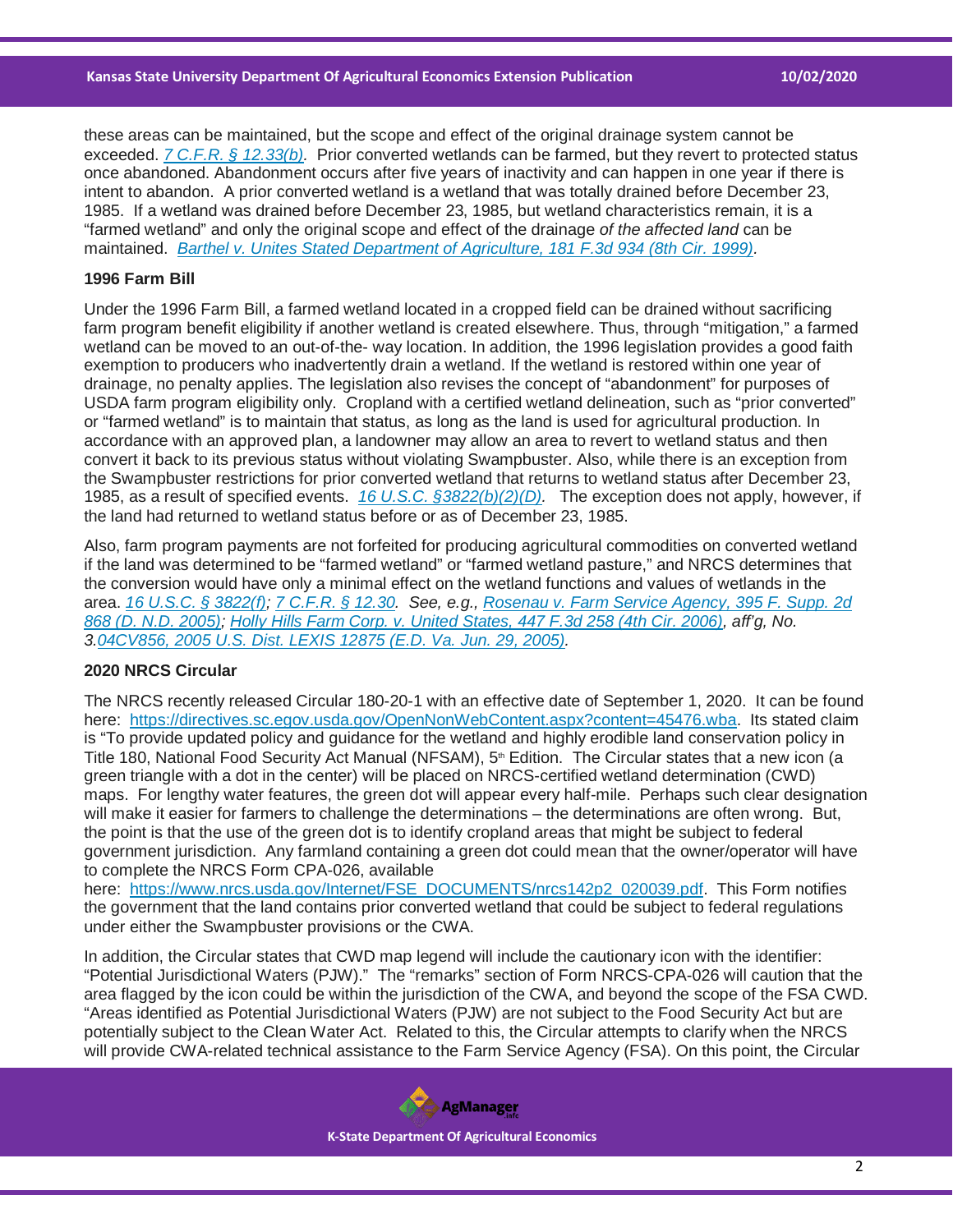these areas can be maintained, but the scope and effect of the original drainage system cannot be exceeded. *7 C.F.R. § 12.33(b).* Prior converted wetlands can be farmed, but they revert to protected status once abandoned. Abandonment occurs after five years of inactivity and can happen in one year if there is intent to abandon. A prior converted wetland is a wetland that was totally drained before December 23, 1985. If a wetland was drained before December 23, 1985, but wetland characteristics remain, it is a "farmed wetland" and only the original scope and effect of the drainage *of the affected land* can be maintained. *Barthel v. Unites Stated Department of Agriculture, 181 F.3d 934 (8th Cir. 1999).*

**1996 Farm Bill**

Under the 1996 Farm Bill, a farmed wetland located in a cropped field can be drained without sacrificing farm program benefit eligibility if another wetland is created elsewhere. Thus, through "mitigation," a farmed wetland can be moved to an out-of-the- way location. In addition, the 1996 legislation provides a good faith exemption to producers who inadvertently drain a wetland. If the wetland is restored within one year of drainage, no penalty applies. The legislation also revises the concept of "abandonment" for purposes of USDA farm program eligibility only. Cropland with a certified wetland delineation, such as "prior converted" or "farmed wetland" is to maintain that status, as long as the land is used for agricultural production. In accordance with an approved plan, a landowner may allow an area to revert to wetland status and then convert it back to its previous status without violating Swampbuster. Also, while there is an exception from the Swampbuster restrictions for prior converted wetland that returns to wetland status after December 23, 1985, as a result of specified events. *16 U.S.C. §3822(b)(2)(D).* The exception does not apply, however, if the land had returned to wetland status before or as of December 23, 1985.

Also, farm program payments are not forfeited for producing agricultural commodities on converted wetland if the land was determined to be "farmed wetland" or "farmed wetland pasture," and NRCS determines that the conversion would have only a minimal effect on the wetland functions and values of wetlands in the area. *16 U.S.C. § 3822(f); 7 C.F.R. § 12.30. See, e.g., Rosenau v. Farm Service Agency, 395 F. Supp. 2d 868 (D. N.D. 2005); Holly Hills Farm Corp. v. United States, 447 F.3d 258 (4th Cir. 2006), aff'g, No. 3.04CV856, 2005 U.S. Dist. LEXIS 12875 (E.D. Va. Jun. 29, 2005).*

**2020 NRCS Circular**

The NRCS recently released Circular 180-20-1 with an effective date of September 1, 2020. It can be found here: https://directives.sc.egov.usda.gov/OpenNonWebContent.aspx?content=45476.wba. Its stated claim is "To provide updated policy and guidance for the wetland and highly erodible land conservation policy in Title 180, National Food Security Act Manual (NFSAM), 5th Edition. The Circular states that a new icon (a green triangle with a dot in the center) will be placed on NRCS-certified wetland determination (CWD) maps. For lengthy water features, the green dot will appear every half-mile. Perhaps such clear designation will make it easier for farmers to challenge the determinations – the determinations are often wrong. But, the point is that the use of the green dot is to identify cropland areas that might be subject to federal government jurisdiction. Any farmland containing a green dot could mean that the owner/operator will have to complete the NRCS Form CPA-026, available here: https://www.nrcs.usda.gov/Internet/FSE_DOCUMENTS/nrcs142p2_020039.pdf. This Form notifies the government that the land contains prior converted wetland that could be subject to federal regulations under either the Swampbuster provisions or the CWA.

In addition, the Circular states that CWD map legend will include the cautionary icon with the identifier: "Potential Jurisdictional Waters (PJW)." The "remarks" section of Form NRCS-CPA-026 will caution that the area flagged by the icon could be within the jurisdiction of the CWA, and beyond the scope of the FSA CWD. "Areas identified as Potential Jurisdictional Waters (PJW) are not subject to the Food Security Act but are potentially subject to the Clean Water Act. Related to this, the Circular attempts to clarify when the NRCS will provide CWA-related technical assistance to the Farm Service Agency (FSA). On this point, the Circular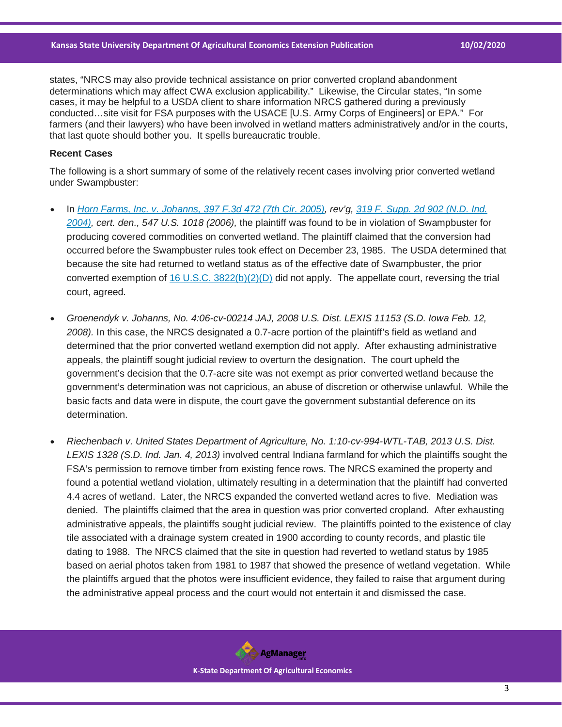states, "NRCS may also provide technical assistance on prior converted cropland abandonment determinations which may affect CWA exclusion applicability." Likewise, the Circular states, "In some cases, it may be helpful to a USDA client to share information NRCS gathered during a previously conducted…site visit for FSA purposes with the USACE [U.S. Army Corps of Engineers] or EPA." For farmers (and their lawyers) who have been involved in wetland matters administratively and/or in the courts, that last quote should bother you. It spells bureaucratic trouble.

**Recent Cases**

The following is a short summary of some of the relatively recent cases involving prior converted wetland under Swampbuster:

- In *Horn Farms, Inc. v. Johanns, 397 F.3d 472 (7th Cir. 2005), rev'g, 319 F. Supp. 2d 902 (N.D. Ind. 2004), cert. den., 547 U.S. 1018 (2006),* the plaintiff was found to be in violation of Swampbuster for producing covered commodities on converted wetland. The plaintiff claimed that the conversion had occurred before the Swampbuster rules took effect on December 23, 1985. The USDA determined that because the site had returned to wetland status as of the effective date of Swampbuster, the prior converted exemption of 16 U.S.C. 3822(b)(2)(D) did not apply. The appellate court, reversing the trial court, agreed.

- *Groenendyk v. Johanns, No. 4:06-cv-00214 JAJ, 2008 U.S. Dist. LEXIS 11153 (S.D. Iowa Feb. 12, 2008).* In this case, the NRCS designated a 0.7-acre portion of the plaintiff's field as wetland and determined that the prior converted wetland exemption did not apply. After exhausting administrative appeals, the plaintiff sought judicial review to overturn the designation. The court upheld the government's decision that the 0.7-acre site was not exempt as prior converted wetland because the government's determination was not capricious, an abuse of discretion or otherwise unlawful. While the basic facts and data were in dispute, the court gave the government substantial deference on its determination.

- *Riechenbach v. United States Department of Agriculture, No. 1:10-cv-994-WTL-TAB, 2013 U.S. Dist. LEXIS 1328 (S.D. Ind. Jan. 4, 2013)* involved central Indiana farmland for which the plaintiffs sought the FSA's permission to remove timber from existing fence rows. The NRCS examined the property and found a potential wetland violation, ultimately resulting in a determination that the plaintiff had converted 4.4 acres of wetland. Later, the NRCS expanded the converted wetland acres to five. Mediation was denied. The plaintiffs claimed that the area in question was prior converted cropland. After exhausting administrative appeals, the plaintiffs sought judicial review. The plaintiffs pointed to the existence of clay tile associated with a drainage system created in 1900 according to county records, and plastic tile dating to 1988. The NRCS claimed that the site in question had reverted to wetland status by 1985 based on aerial photos taken from 1981 to 1987 that showed the presence of wetland vegetation. While the plaintiffs argued that the photos were insufficient evidence, they failed to raise that argument during the administrative appeal process and the court would not entertain it and dismissed the case.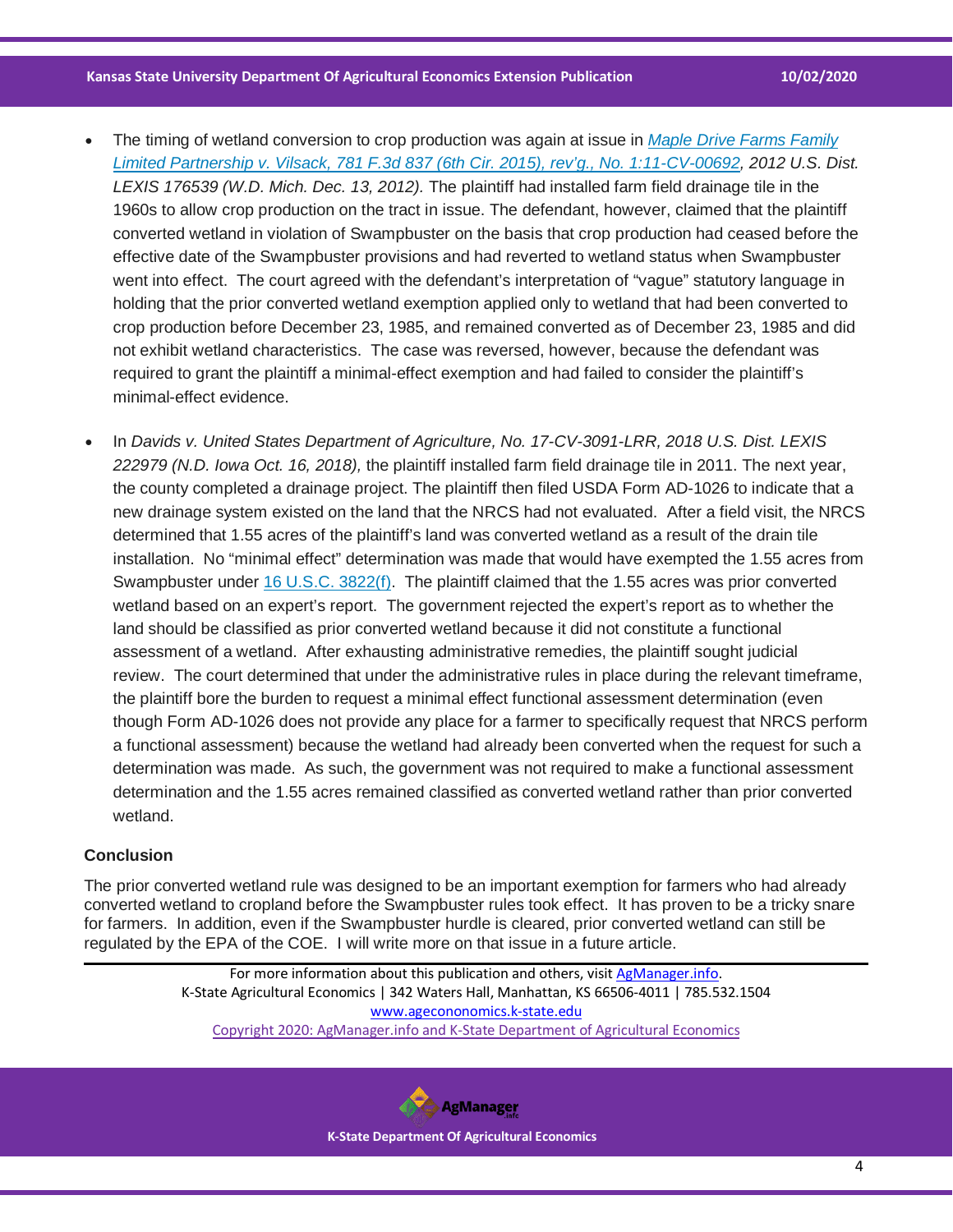- The timing of wetland conversion to crop production was again at issue in *[Maple Drive Farms Family Limited Partnership v. Vilsack, 781 F.3d 837 (6th Cir. 2015), rev'g., No. 1:11-CV-00692](), 2012 U.S. Dist. LEXIS 176539 (W.D. Mich. Dec. 13, 2012).* The plaintiff had installed farm field drainage tile in the 1960s to allow crop production on the tract in issue. The defendant, however, claimed that the plaintiff converted wetland in violation of Swampbuster on the basis that crop production had ceased before the effective date of the Swampbuster provisions and had reverted to wetland status when Swampbuster went into effect. The court agreed with the defendant's interpretation of "vague" statutory language in holding that the prior converted wetland exemption applied only to wetland that had been converted to crop production before December 23, 1985, and remained converted as of December 23, 1985 and did not exhibit wetland characteristics. The case was reversed, however, because the defendant was required to grant the plaintiff a minimal-effect exemption and had failed to consider the plaintiff's minimal-effect evidence.

- In *Davids v. United States Department of Agriculture, No. 17-CV-3091-LRR, 2018 U.S. Dist. LEXIS 222979 (N.D. Iowa Oct. 16, 2018),* the plaintiff installed farm field drainage tile in 2011. The next year, the county completed a drainage project. The plaintiff then filed USDA Form AD-1026 to indicate that a new drainage system existed on the land that the NRCS had not evaluated. After a field visit, the NRCS determined that 1.55 acres of the plaintiff's land was converted wetland as a result of the drain tile installation. No "minimal effect" determination was made that would have exempted the 1.55 acres from Swampbuster under [16 U.S.C. 3822(f)](). The plaintiff claimed that the 1.55 acres was prior converted wetland based on an expert's report. The government rejected the expert's report as to whether the land should be classified as prior converted wetland because it did not constitute a functional assessment of a wetland. After exhausting administrative remedies, the plaintiff sought judicial review. The court determined that under the administrative rules in place during the relevant timeframe, the plaintiff bore the burden to request a minimal effect functional assessment determination (even though Form AD-1026 does not provide any place for a farmer to specifically request that NRCS perform a functional assessment) because the wetland had already been converted when the request for such a determination was made. As such, the government was not required to make a functional assessment determination and the 1.55 acres remained classified as converted wetland rather than prior converted wetland.

### Conclusion

The prior converted wetland rule was designed to be an important exemption for farmers who had already converted wetland to cropland before the Swampbuster rules took effect. It has proven to be a tricky snare for farmers. In addition, even if the Swampbuster hurdle is cleared, prior converted wetland can still be regulated by the EPA of the COE. I will write more on that issue in a future article.

For more information about this publication and others, visit AgManager.info.
K-State Agricultural Economics | 342 Waters Hall, Manhattan, KS 66506-4011 | 785.532.1504
www.agecononomics.k-state.edu
Copyright 2020: AgManager.info and K-State Department of Agricultural Economics